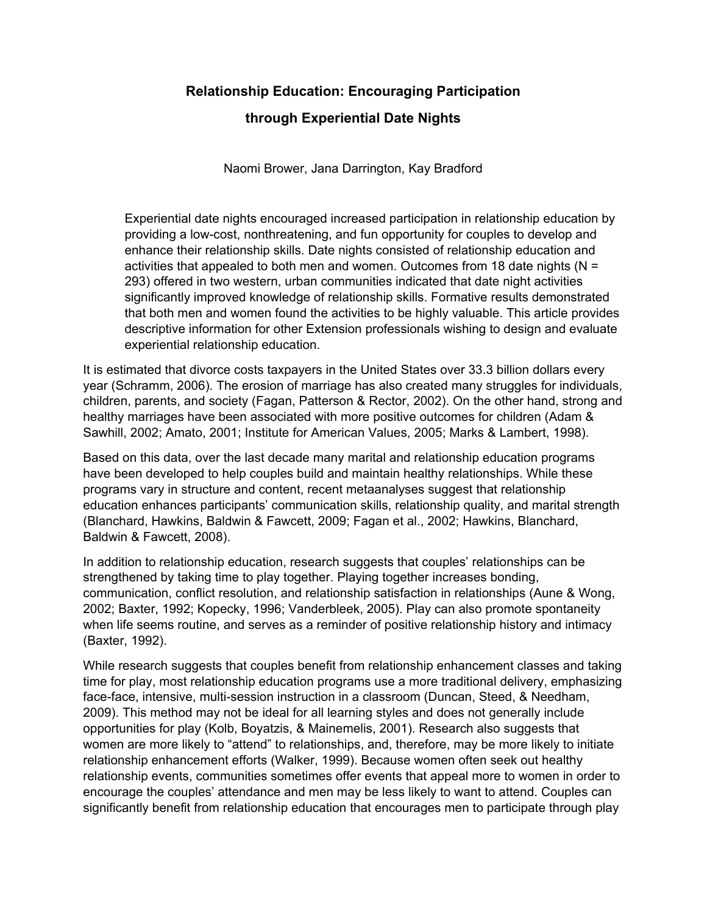# Relationship Education: Encouraging Participation through Experiential Date Nights

Naomi Brower, Jana Darrington, Kay Bradford

> Experiential date nights encouraged increased participation in relationship education by providing a low-cost, nonthreatening, and fun opportunity for couples to develop and enhance their relationship skills. Date nights consisted of relationship education and activities that appealed to both men and women. Outcomes from 18 date nights (N = 293) offered in two western, urban communities indicated that date night activities significantly improved knowledge of relationship skills. Formative results demonstrated that both men and women found the activities to be highly valuable. This article provides descriptive information for other Extension professionals wishing to design and evaluate experiential relationship education.

It is estimated that divorce costs taxpayers in the United States over 33.3 billion dollars every year (Schramm, 2006). The erosion of marriage has also created many struggles for individuals, children, parents, and society (Fagan, Patterson & Rector, 2002). On the other hand, strong and healthy marriages have been associated with more positive outcomes for children (Adam & Sawhill, 2002; Amato, 2001; Institute for American Values, 2005; Marks & Lambert, 1998).

Based on this data, over the last decade many marital and relationship education programs have been developed to help couples build and maintain healthy relationships. While these programs vary in structure and content, recent metaanalyses suggest that relationship education enhances participants' communication skills, relationship quality, and marital strength (Blanchard, Hawkins, Baldwin & Fawcett, 2009; Fagan et al., 2002; Hawkins, Blanchard, Baldwin & Fawcett, 2008).

In addition to relationship education, research suggests that couples' relationships can be strengthened by taking time to play together. Playing together increases bonding, communication, conflict resolution, and relationship satisfaction in relationships (Aune & Wong, 2002; Baxter, 1992; Kopecky, 1996; Vanderbleek, 2005). Play can also promote spontaneity when life seems routine, and serves as a reminder of positive relationship history and intimacy (Baxter, 1992).

While research suggests that couples benefit from relationship enhancement classes and taking time for play, most relationship education programs use a more traditional delivery, emphasizing face-face, intensive, multi-session instruction in a classroom (Duncan, Steed, & Needham, 2009). This method may not be ideal for all learning styles and does not generally include opportunities for play (Kolb, Boyatzis, & Mainemelis, 2001). Research also suggests that women are more likely to "attend" to relationships, and, therefore, may be more likely to initiate relationship enhancement efforts (Walker, 1999). Because women often seek out healthy relationship events, communities sometimes offer events that appeal more to women in order to encourage the couples' attendance and men may be less likely to want to attend. Couples can significantly benefit from relationship education that encourages men to participate through play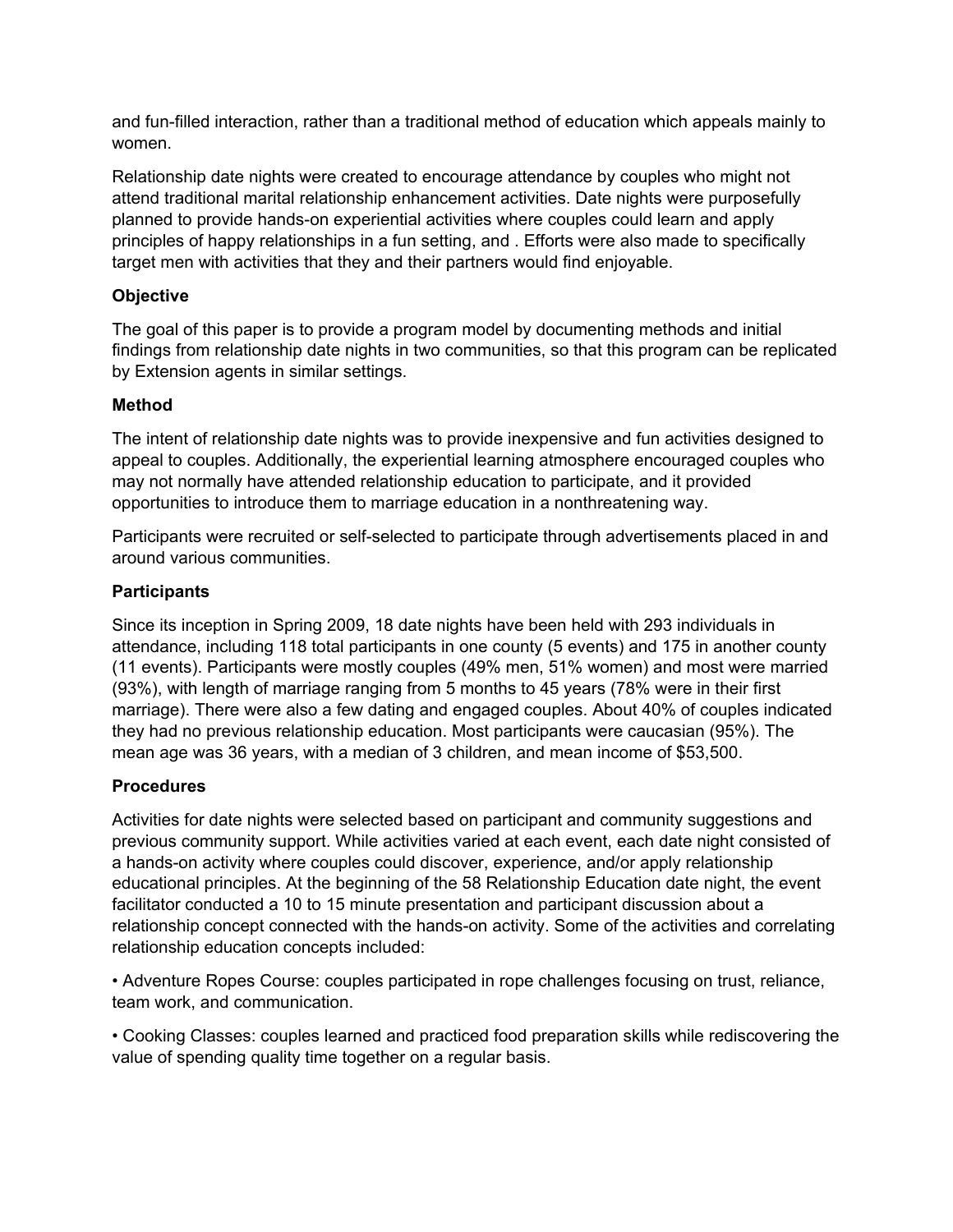and fun-filled interaction, rather than a traditional method of education which appeals mainly to women.

Relationship date nights were created to encourage attendance by couples who might not attend traditional marital relationship enhancement activities. Date nights were purposefully planned to provide hands-on experiential activities where couples could learn and apply principles of happy relationships in a fun setting, and . Efforts were also made to specifically target men with activities that they and their partners would find enjoyable.

### Objective

The goal of this paper is to provide a program model by documenting methods and initial findings from relationship date nights in two communities, so that this program can be replicated by Extension agents in similar settings.

### Method

The intent of relationship date nights was to provide inexpensive and fun activities designed to appeal to couples. Additionally, the experiential learning atmosphere encouraged couples who may not normally have attended relationship education to participate, and it provided opportunities to introduce them to marriage education in a nonthreatening way.

Participants were recruited or self-selected to participate through advertisements placed in and around various communities.

### Participants

Since its inception in Spring 2009, 18 date nights have been held with 293 individuals in attendance, including 118 total participants in one county (5 events) and 175 in another county (11 events). Participants were mostly couples (49% men, 51% women) and most were married (93%), with length of marriage ranging from 5 months to 45 years (78% were in their first marriage). There were also a few dating and engaged couples. About 40% of couples indicated they had no previous relationship education. Most participants were caucasian (95%). The mean age was 36 years, with a median of 3 children, and mean income of $53,500.

### Procedures

Activities for date nights were selected based on participant and community suggestions and previous community support. While activities varied at each event, each date night consisted of a hands-on activity where couples could discover, experience, and/or apply relationship educational principles. At the beginning of the 58 Relationship Education date night, the event facilitator conducted a 10 to 15 minute presentation and participant discussion about a relationship concept connected with the hands-on activity. Some of the activities and correlating relationship education concepts included:

- Adventure Ropes Course: couples participated in rope challenges focusing on trust, reliance, team work, and communication.
- Cooking Classes: couples learned and practiced food preparation skills while rediscovering the value of spending quality time together on a regular basis.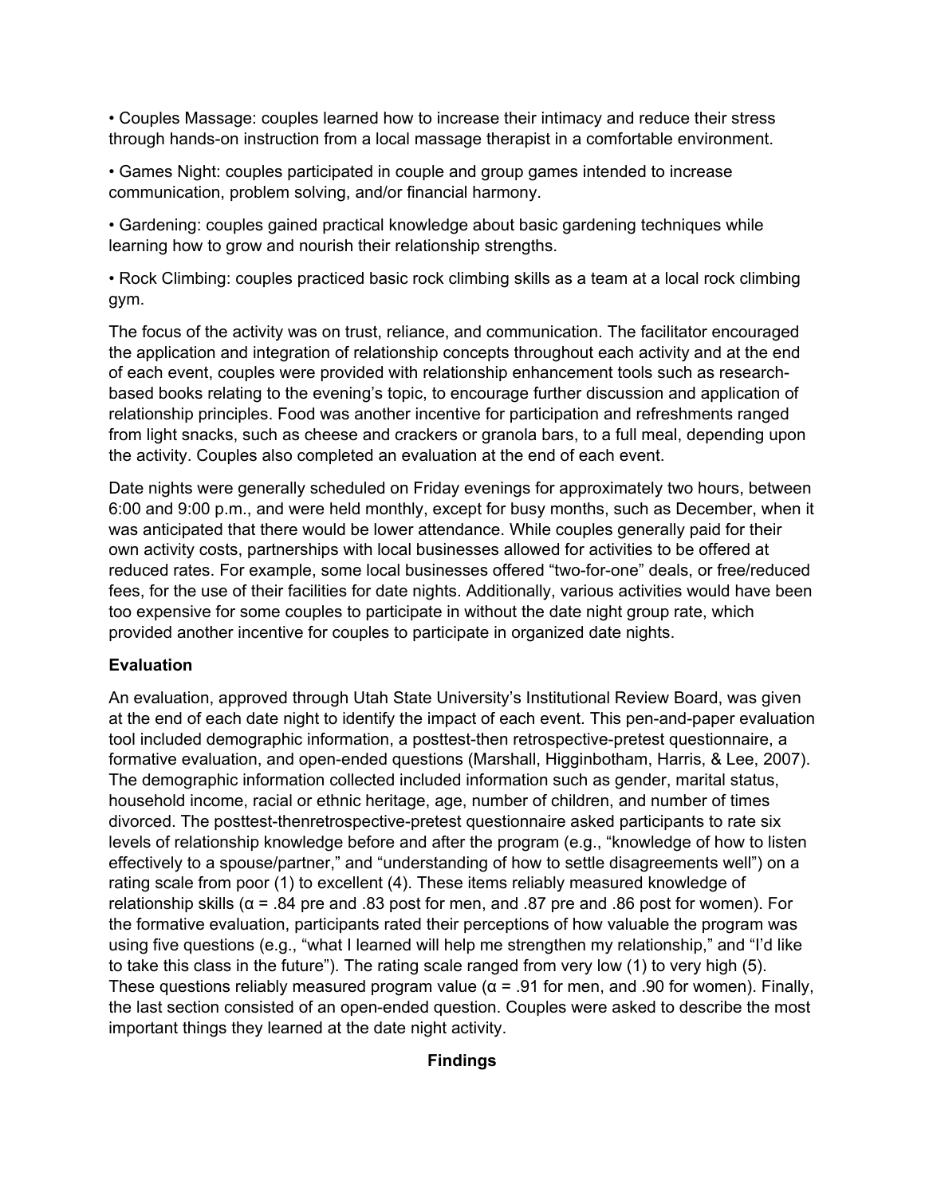- Couples Massage: couples learned how to increase their intimacy and reduce their stress through hands-on instruction from a local massage therapist in a comfortable environment.

- Games Night: couples participated in couple and group games intended to increase communication, problem solving, and/or financial harmony.

- Gardening: couples gained practical knowledge about basic gardening techniques while learning how to grow and nourish their relationship strengths.

- Rock Climbing: couples practiced basic rock climbing skills as a team at a local rock climbing gym.

The focus of the activity was on trust, reliance, and communication. The facilitator encouraged the application and integration of relationship concepts throughout each activity and at the end of each event, couples were provided with relationship enhancement tools such as research-based books relating to the evening's topic, to encourage further discussion and application of relationship principles. Food was another incentive for participation and refreshments ranged from light snacks, such as cheese and crackers or granola bars, to a full meal, depending upon the activity. Couples also completed an evaluation at the end of each event.

Date nights were generally scheduled on Friday evenings for approximately two hours, between 6:00 and 9:00 p.m., and were held monthly, except for busy months, such as December, when it was anticipated that there would be lower attendance. While couples generally paid for their own activity costs, partnerships with local businesses allowed for activities to be offered at reduced rates. For example, some local businesses offered "two-for-one" deals, or free/reduced fees, for the use of their facilities for date nights. Additionally, various activities would have been too expensive for some couples to participate in without the date night group rate, which provided another incentive for couples to participate in organized date nights.

### Evaluation

An evaluation, approved through Utah State University's Institutional Review Board, was given at the end of each date night to identify the impact of each event. This pen-and-paper evaluation tool included demographic information, a posttest-then retrospective-pretest questionnaire, a formative evaluation, and open-ended questions (Marshall, Higginbotham, Harris, & Lee, 2007). The demographic information collected included information such as gender, marital status, household income, racial or ethnic heritage, age, number of children, and number of times divorced. The posttest-thenretrospective-pretest questionnaire asked participants to rate six levels of relationship knowledge before and after the program (e.g., "knowledge of how to listen effectively to a spouse/partner," and "understanding of how to settle disagreements well") on a rating scale from poor (1) to excellent (4). These items reliably measured knowledge of relationship skills ($\alpha = .84$ pre and .83 post for men, and .87 pre and .86 post for women). For the formative evaluation, participants rated their perceptions of how valuable the program was using five questions (e.g., "what I learned will help me strengthen my relationship," and "I'd like to take this class in the future"). The rating scale ranged from very low (1) to very high (5). These questions reliably measured program value ($\alpha = .91$ for men, and .90 for women). Finally, the last section consisted of an open-ended question. Couples were asked to describe the most important things they learned at the date night activity.

## Findings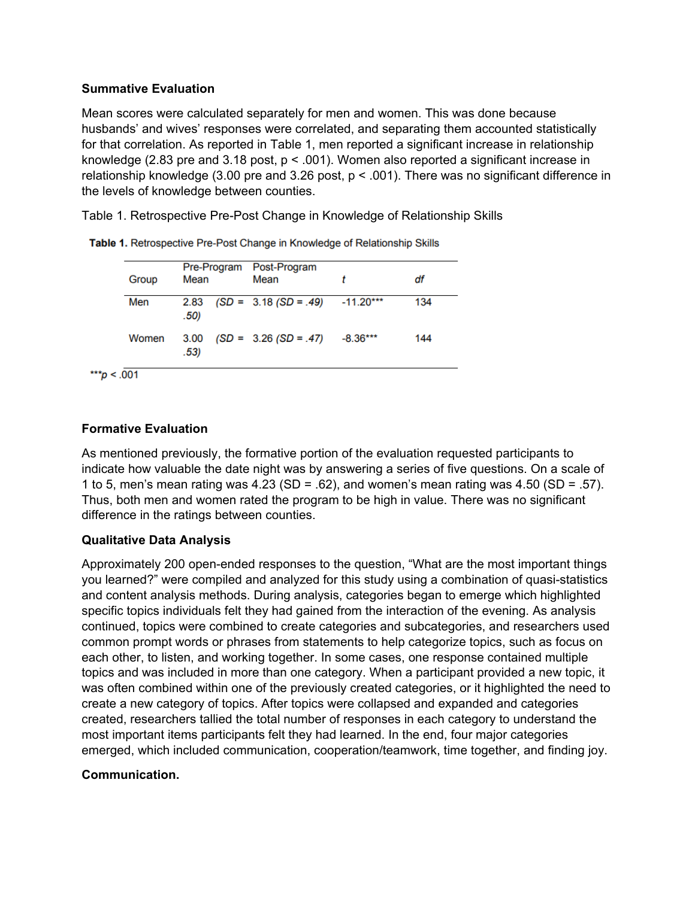### Summative Evaluation

Mean scores were calculated separately for men and women. This was done because husbands' and wives' responses were correlated, and separating them accounted statistically for that correlation. As reported in Table 1, men reported a significant increase in relationship knowledge (2.83 pre and 3.18 post, $p < .001$). Women also reported a significant increase in relationship knowledge (3.00 pre and 3.26 post, $p < .001$). There was no significant difference in the levels of knowledge between counties.

Table 1. Retrospective Pre-Post Change in Knowledge of Relationship Skills

**Table 1.** Retrospective Pre-Post Change in Knowledge of Relationship Skills

| Group | Pre-Program Mean | Post-Program Mean | *t* | *df* |
|---|---|---|---|---|
| Men | 2.83 (*SD* = .50) | 3.18 (*SD* = .49) | -11.20*** | 134 |
| Women | 3.00 (*SD* = .53) | 3.26 (*SD* = .47) | -8.36*** | 144 |

***$p < .001$

### Formative Evaluation

As mentioned previously, the formative portion of the evaluation requested participants to indicate how valuable the date night was by answering a series of five questions. On a scale of 1 to 5, men's mean rating was 4.23 (SD = .62), and women's mean rating was 4.50 (SD = .57). Thus, both men and women rated the program to be high in value. There was no significant difference in the ratings between counties.

### Qualitative Data Analysis

Approximately 200 open-ended responses to the question, "What are the most important things you learned?" were compiled and analyzed for this study using a combination of quasi-statistics and content analysis methods. During analysis, categories began to emerge which highlighted specific topics individuals felt they had gained from the interaction of the evening. As analysis continued, topics were combined to create categories and subcategories, and researchers used common prompt words or phrases from statements to help categorize topics, such as focus on each other, to listen, and working together. In some cases, one response contained multiple topics and was included in more than one category. When a participant provided a new topic, it was often combined within one of the previously created categories, or it highlighted the need to create a new category of topics. After topics were collapsed and expanded and categories created, researchers tallied the total number of responses in each category to understand the most important items participants felt they had learned. In the end, four major categories emerged, which included communication, cooperation/teamwork, time together, and finding joy.

#### Communication.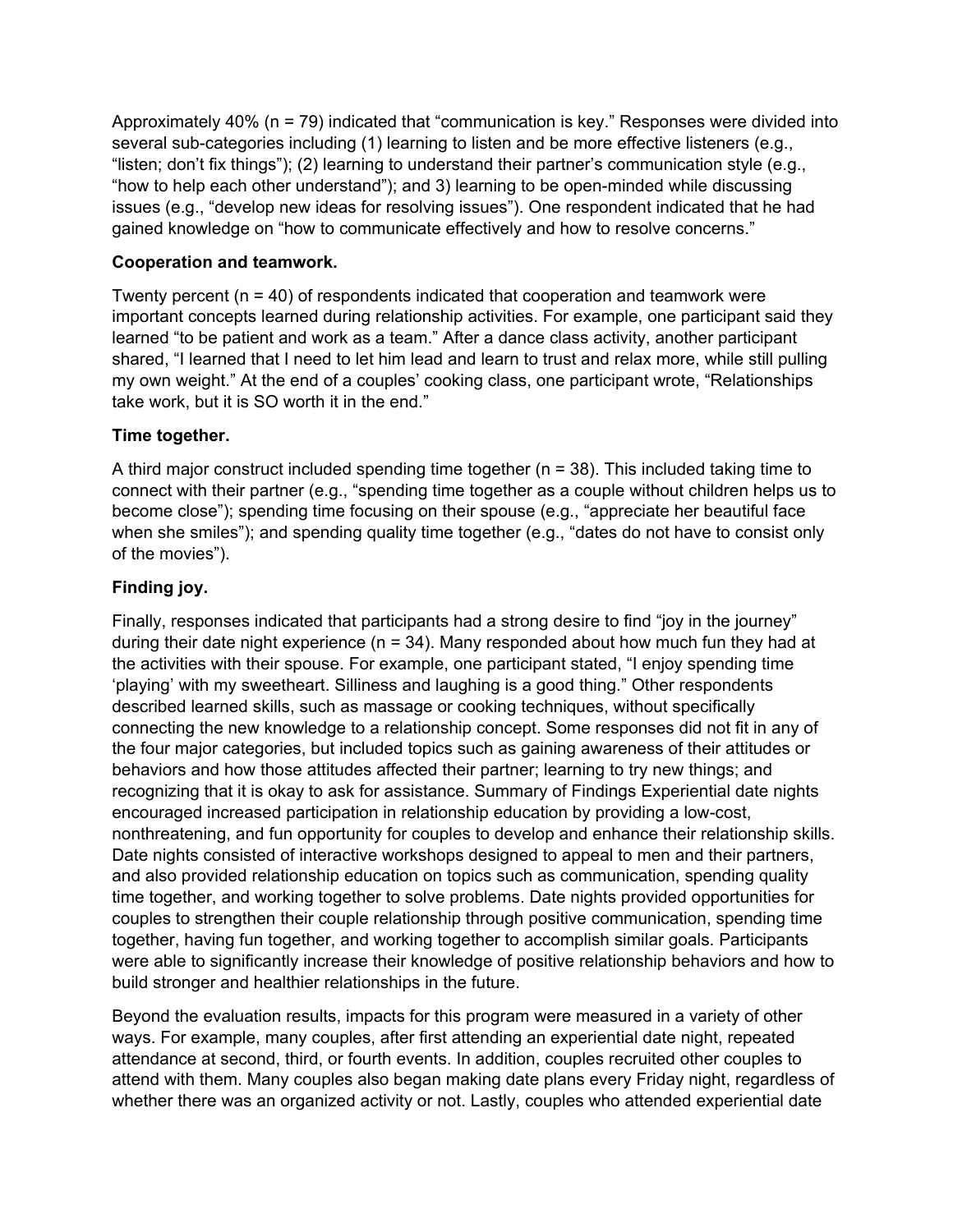Approximately 40% (n = 79) indicated that "communication is key." Responses were divided into several sub-categories including (1) learning to listen and be more effective listeners (e.g., "listen; don't fix things"); (2) learning to understand their partner's communication style (e.g., "how to help each other understand"); and 3) learning to be open-minded while discussing issues (e.g., "develop new ideas for resolving issues"). One respondent indicated that he had gained knowledge on "how to communicate effectively and how to resolve concerns."

**Cooperation and teamwork.**

Twenty percent (n = 40) of respondents indicated that cooperation and teamwork were important concepts learned during relationship activities. For example, one participant said they learned "to be patient and work as a team." After a dance class activity, another participant shared, "I learned that I need to let him lead and learn to trust and relax more, while still pulling my own weight." At the end of a couples' cooking class, one participant wrote, "Relationships take work, but it is SO worth it in the end."

**Time together.**

A third major construct included spending time together (n = 38). This included taking time to connect with their partner (e.g., "spending time together as a couple without children helps us to become close"); spending time focusing on their spouse (e.g., "appreciate her beautiful face when she smiles"); and spending quality time together (e.g., "dates do not have to consist only of the movies").

**Finding joy.**

Finally, responses indicated that participants had a strong desire to find "joy in the journey" during their date night experience (n = 34). Many responded about how much fun they had at the activities with their spouse. For example, one participant stated, "I enjoy spending time 'playing' with my sweetheart. Silliness and laughing is a good thing." Other respondents described learned skills, such as massage or cooking techniques, without specifically connecting the new knowledge to a relationship concept. Some responses did not fit in any of the four major categories, but included topics such as gaining awareness of their attitudes or behaviors and how those attitudes affected their partner; learning to try new things; and recognizing that it is okay to ask for assistance. Summary of Findings Experiential date nights encouraged increased participation in relationship education by providing a low-cost, nonthreatening, and fun opportunity for couples to develop and enhance their relationship skills. Date nights consisted of interactive workshops designed to appeal to men and their partners, and also provided relationship education on topics such as communication, spending quality time together, and working together to solve problems. Date nights provided opportunities for couples to strengthen their couple relationship through positive communication, spending time together, having fun together, and working together to accomplish similar goals. Participants were able to significantly increase their knowledge of positive relationship behaviors and how to build stronger and healthier relationships in the future.

Beyond the evaluation results, impacts for this program were measured in a variety of other ways. For example, many couples, after first attending an experiential date night, repeated attendance at second, third, or fourth events. In addition, couples recruited other couples to attend with them. Many couples also began making date plans every Friday night, regardless of whether there was an organized activity or not. Lastly, couples who attended experiential date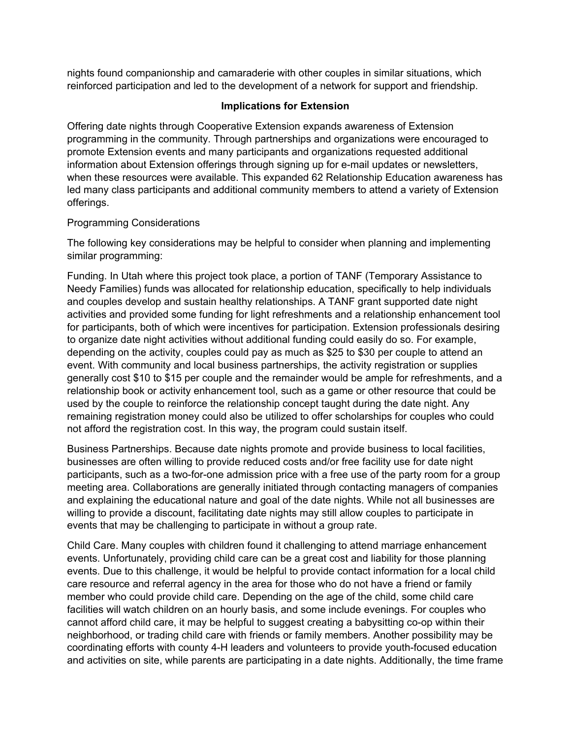nights found companionship and camaraderie with other couples in similar situations, which reinforced participation and led to the development of a network for support and friendship.

## Implications for Extension

Offering date nights through Cooperative Extension expands awareness of Extension programming in the community. Through partnerships and organizations were encouraged to promote Extension events and many participants and organizations requested additional information about Extension offerings through signing up for e-mail updates or newsletters, when these resources were available. This expanded 62 Relationship Education awareness has led many class participants and additional community members to attend a variety of Extension offerings.

### Programming Considerations

The following key considerations may be helpful to consider when planning and implementing similar programming:

Funding. In Utah where this project took place, a portion of TANF (Temporary Assistance to Needy Families) funds was allocated for relationship education, specifically to help individuals and couples develop and sustain healthy relationships. A TANF grant supported date night activities and provided some funding for light refreshments and a relationship enhancement tool for participants, both of which were incentives for participation. Extension professionals desiring to organize date night activities without additional funding could easily do so. For example, depending on the activity, couples could pay as much as $25 to $30 per couple to attend an event. With community and local business partnerships, the activity registration or supplies generally cost $10 to $15 per couple and the remainder would be ample for refreshments, and a relationship book or activity enhancement tool, such as a game or other resource that could be used by the couple to reinforce the relationship concept taught during the date night. Any remaining registration money could also be utilized to offer scholarships for couples who could not afford the registration cost. In this way, the program could sustain itself.

Business Partnerships. Because date nights promote and provide business to local facilities, businesses are often willing to provide reduced costs and/or free facility use for date night participants, such as a two-for-one admission price with a free use of the party room for a group meeting area. Collaborations are generally initiated through contacting managers of companies and explaining the educational nature and goal of the date nights. While not all businesses are willing to provide a discount, facilitating date nights may still allow couples to participate in events that may be challenging to participate in without a group rate.

Child Care. Many couples with children found it challenging to attend marriage enhancement events. Unfortunately, providing child care can be a great cost and liability for those planning events. Due to this challenge, it would be helpful to provide contact information for a local child care resource and referral agency in the area for those who do not have a friend or family member who could provide child care. Depending on the age of the child, some child care facilities will watch children on an hourly basis, and some include evenings. For couples who cannot afford child care, it may be helpful to suggest creating a babysitting co-op within their neighborhood, or trading child care with friends or family members. Another possibility may be coordinating efforts with county 4-H leaders and volunteers to provide youth-focused education and activities on site, while parents are participating in a date nights. Additionally, the time frame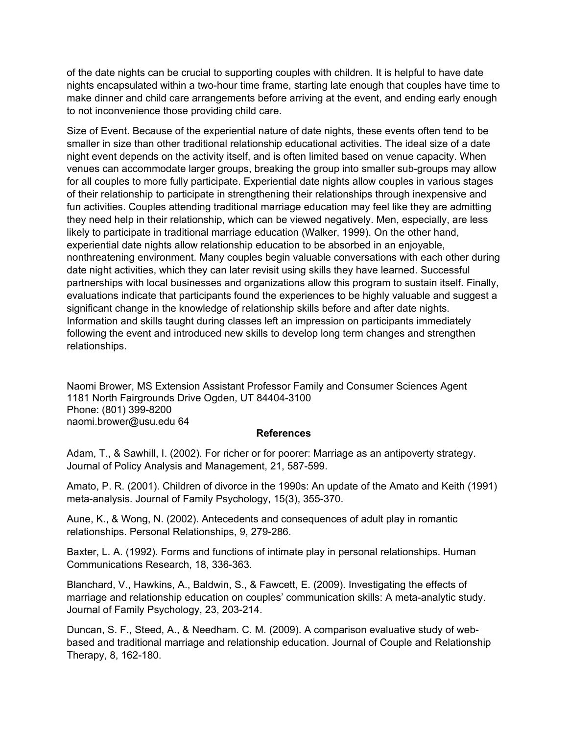of the date nights can be crucial to supporting couples with children. It is helpful to have date nights encapsulated within a two-hour time frame, starting late enough that couples have time to make dinner and child care arrangements before arriving at the event, and ending early enough to not inconvenience those providing child care.

Size of Event. Because of the experiential nature of date nights, these events often tend to be smaller in size than other traditional relationship educational activities. The ideal size of a date night event depends on the activity itself, and is often limited based on venue capacity. When venues can accommodate larger groups, breaking the group into smaller sub-groups may allow for all couples to more fully participate. Experiential date nights allow couples in various stages of their relationship to participate in strengthening their relationships through inexpensive and fun activities. Couples attending traditional marriage education may feel like they are admitting they need help in their relationship, which can be viewed negatively. Men, especially, are less likely to participate in traditional marriage education (Walker, 1999). On the other hand, experiential date nights allow relationship education to be absorbed in an enjoyable, nonthreatening environment. Many couples begin valuable conversations with each other during date night activities, which they can later revisit using skills they have learned. Successful partnerships with local businesses and organizations allow this program to sustain itself. Finally, evaluations indicate that participants found the experiences to be highly valuable and suggest a significant change in the knowledge of relationship skills before and after date nights. Information and skills taught during classes left an impression on participants immediately following the event and introduced new skills to develop long term changes and strengthen relationships.

Naomi Brower, MS Extension Assistant Professor Family and Consumer Sciences Agent
1181 North Fairgrounds Drive Ogden, UT 84404-3100
Phone: (801) 399-8200
naomi.brower@usu.edu 64

**References**

Adam, T., & Sawhill, I. (2002). For richer or for poorer: Marriage as an antipoverty strategy. Journal of Policy Analysis and Management, 21, 587-599.

Amato, P. R. (2001). Children of divorce in the 1990s: An update of the Amato and Keith (1991) meta-analysis. Journal of Family Psychology, 15(3), 355-370.

Aune, K., & Wong, N. (2002). Antecedents and consequences of adult play in romantic relationships. Personal Relationships, 9, 279-286.

Baxter, L. A. (1992). Forms and functions of intimate play in personal relationships. Human Communications Research, 18, 336-363.

Blanchard, V., Hawkins, A., Baldwin, S., & Fawcett, E. (2009). Investigating the effects of marriage and relationship education on couples' communication skills: A meta-analytic study. Journal of Family Psychology, 23, 203-214.

Duncan, S. F., Steed, A., & Needham. C. M. (2009). A comparison evaluative study of web-based and traditional marriage and relationship education. Journal of Couple and Relationship Therapy, 8, 162-180.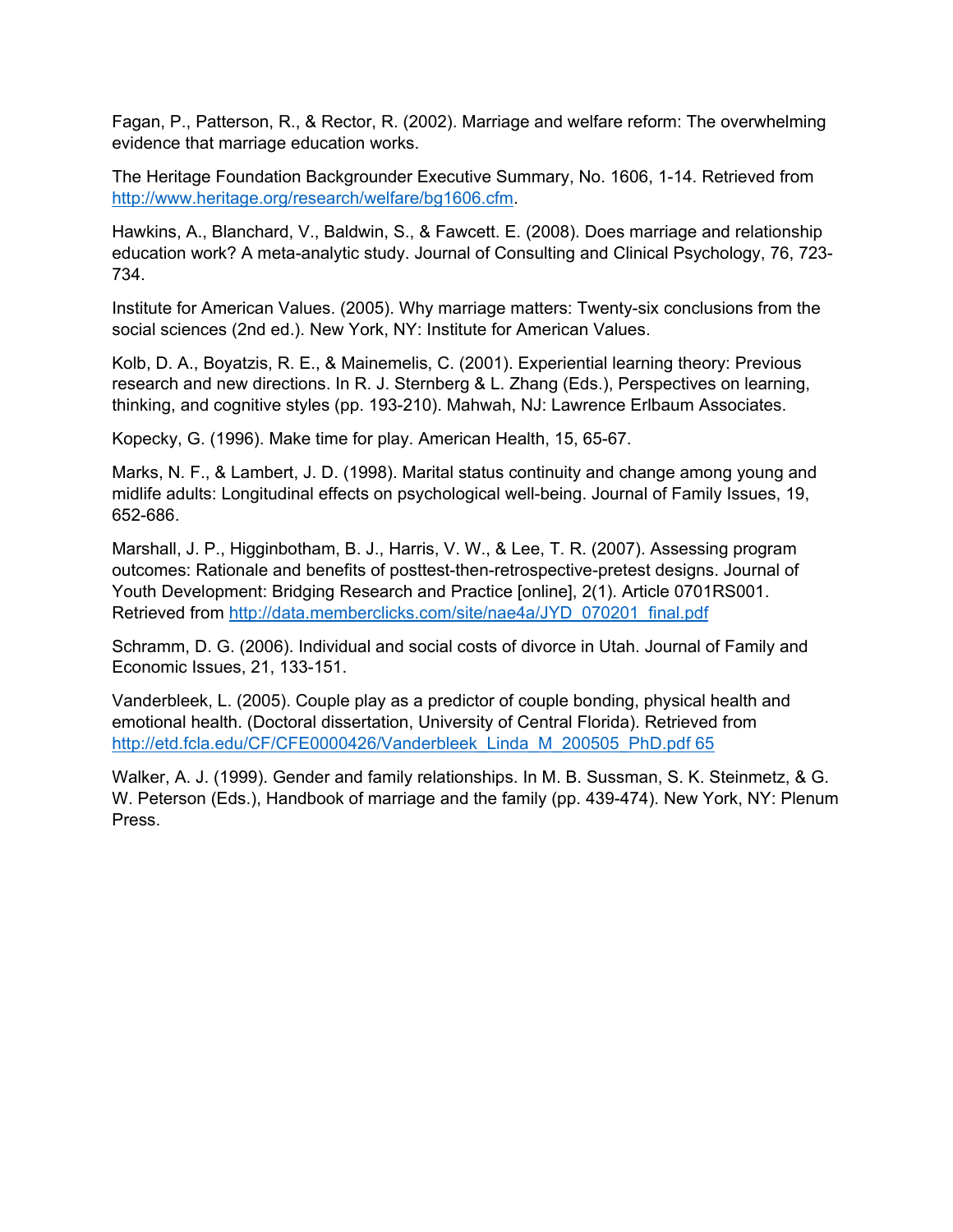Fagan, P., Patterson, R., & Rector, R. (2002). Marriage and welfare reform: The overwhelming evidence that marriage education works.

The Heritage Foundation Backgrounder Executive Summary, No. 1606, 1-14. Retrieved from http://www.heritage.org/research/welfare/bg1606.cfm.

Hawkins, A., Blanchard, V., Baldwin, S., & Fawcett. E. (2008). Does marriage and relationship education work? A meta-analytic study. Journal of Consulting and Clinical Psychology, 76, 723-734.

Institute for American Values. (2005). Why marriage matters: Twenty-six conclusions from the social sciences (2nd ed.). New York, NY: Institute for American Values.

Kolb, D. A., Boyatzis, R. E., & Mainemelis, C. (2001). Experiential learning theory: Previous research and new directions. In R. J. Sternberg & L. Zhang (Eds.), Perspectives on learning, thinking, and cognitive styles (pp. 193-210). Mahwah, NJ: Lawrence Erlbaum Associates.

Kopecky, G. (1996). Make time for play. American Health, 15, 65-67.

Marks, N. F., & Lambert, J. D. (1998). Marital status continuity and change among young and midlife adults: Longitudinal effects on psychological well-being. Journal of Family Issues, 19, 652-686.

Marshall, J. P., Higginbotham, B. J., Harris, V. W., & Lee, T. R. (2007). Assessing program outcomes: Rationale and benefits of posttest-then-retrospective-pretest designs. Journal of Youth Development: Bridging Research and Practice [online], 2(1). Article 0701RS001. Retrieved from http://data.memberclicks.com/site/nae4a/JYD_070201_final.pdf

Schramm, D. G. (2006). Individual and social costs of divorce in Utah. Journal of Family and Economic Issues, 21, 133-151.

Vanderbleek, L. (2005). Couple play as a predictor of couple bonding, physical health and emotional health. (Doctoral dissertation, University of Central Florida). Retrieved from http://etd.fcla.edu/CF/CFE0000426/Vanderbleek_Linda_M_200505_PhD.pdf 65

Walker, A. J. (1999). Gender and family relationships. In M. B. Sussman, S. K. Steinmetz, & G. W. Peterson (Eds.), Handbook of marriage and the family (pp. 439-474). New York, NY: Plenum Press.